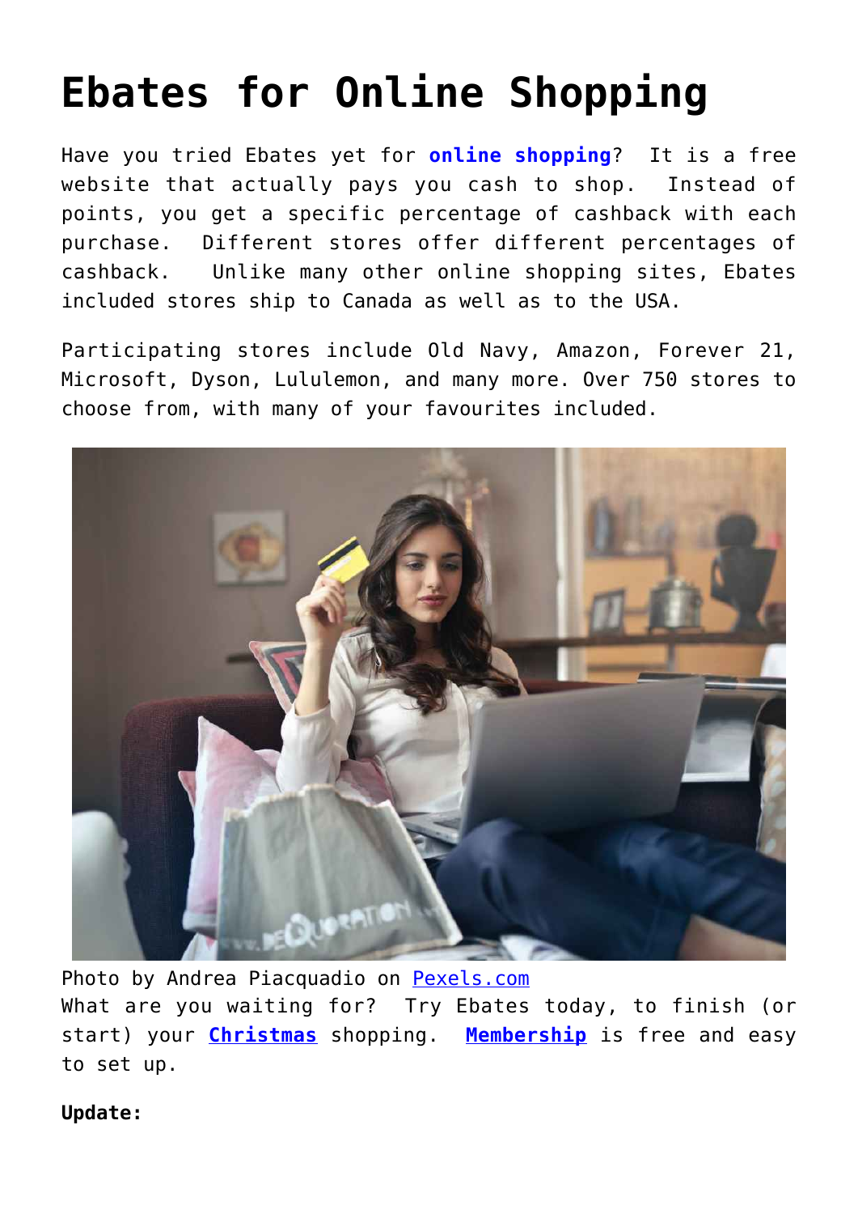# Ebates for Online Shopping

Have you tried Ebates yet for **online shopping**? It is a free website that actually pays you cash to shop. Instead of points, you get a specific percentage of cashback with each purchase. Different stores offer different percentages of cashback. Unlike many other online shopping sites, Ebates included stores ship to Canada as well as to the USA.

Participating stores include Old Navy, Amazon, Forever 21, Microsoft, Dyson, Lululemon, and many more. Over 750 stores to choose from, with many of your favourites included.

Photo by Andrea Piacquadio on Pexels.com

What are you waiting for? Try Ebates today, to finish (or start) your **Christmas** shopping. **Membership** is free and easy to set up.

**Update:**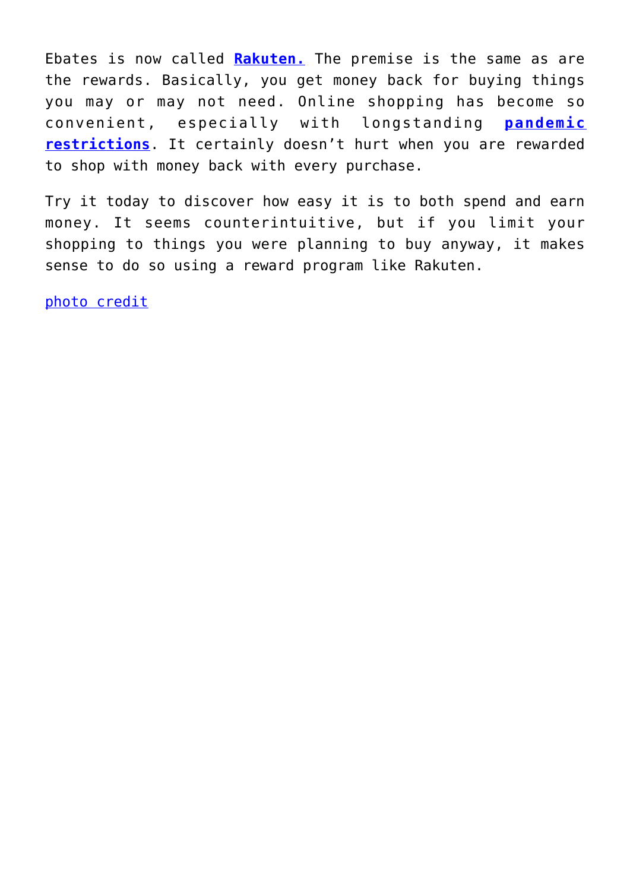Ebates is now called **[Rakuten.]** The premise is the same as are the rewards. Basically, you get money back for buying things you may or may not need. Online shopping has become so convenient, especially with longstanding **pandemic restrictions**. It certainly doesn't hurt when you are rewarded to shop with money back with every purchase.

Try it today to discover how easy it is to both spend and earn money. It seems counterintuitive, but if you limit your shopping to things you were planning to buy anyway, it makes sense to do so using a reward program like Rakuten.

photo credit